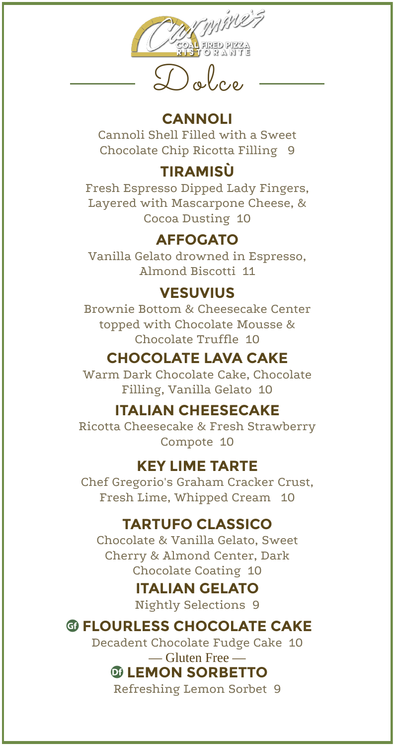Carmine's

COAL FIRED PIZZA RISTORANTE

# Dolce

## CANNOLI

Cannoli Shell Filled with a Sweet Chocolate Chip Ricotta Filling 9

## TIRAMISÙ

Fresh Espresso Dipped Lady Fingers, Layered with Mascarpone Cheese, & Cocoa Dusting 10

## AFFOGATO

Vanilla Gelato drowned in Espresso, Almond Biscotti 11

## VESUVIUS

Brownie Bottom & Cheesecake Center topped with Chocolate Mousse & Chocolate Truffle 10

## CHOCOLATE LAVA CAKE

Warm Dark Chocolate Cake, Chocolate Filling, Vanilla Gelato 10

## ITALIAN CHEESECAKE

Ricotta Cheesecake & Fresh Strawberry Compote 10

## KEY LIME TARTE

Chef Gregorio's Graham Cracker Crust, Fresh Lime, Whipped Cream 10

## TARTUFO CLASSICO

Chocolate & Vanilla Gelato, Sweet Cherry & Almond Center, Dark Chocolate Coating 10

## ITALIAN GELATO

Nightly Selections 9

## Gf FLOURLESS CHOCOLATE CAKE

Decadent Chocolate Fudge Cake 10

— Gluten Free —

## Df LEMON SORBETTO

Refreshing Lemon Sorbet 9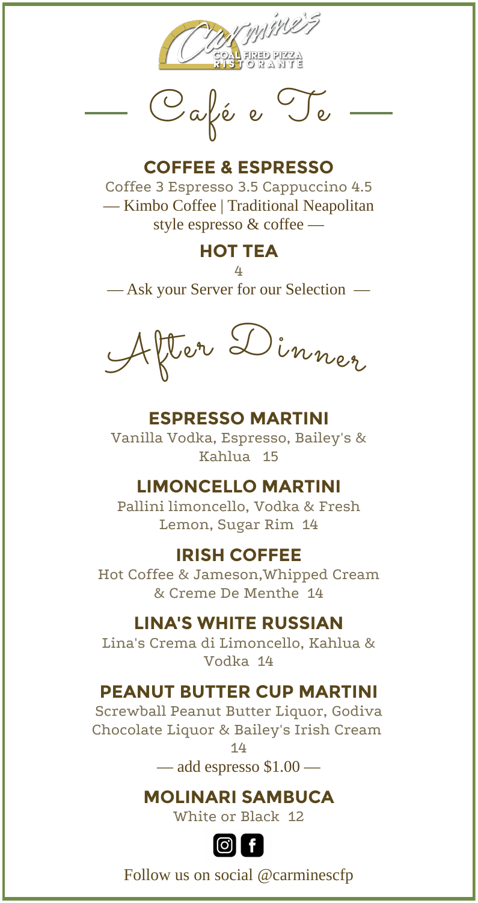Carmine's
COAL FIRED PIZZA
RISTORANTE

# Café e Te

## COFFEE & ESPRESSO

Coffee 3 Espresso 3.5 Cappuccino 4.5

— Kimbo Coffee | Traditional Neapolitan style espresso & coffee —

## HOT TEA

4

— Ask your Server for our Selection —

# After Dinner

## ESPRESSO MARTINI

Vanilla Vodka, Espresso, Bailey's & Kahlua 15

## LIMONCELLO MARTINI

Pallini limoncello, Vodka & Fresh Lemon, Sugar Rim 14

## IRISH COFFEE

Hot Coffee & Jameson,Whipped Cream & Creme De Menthe 14

## LINA'S WHITE RUSSIAN

Lina's Crema di Limoncello, Kahlua & Vodka 14

## PEANUT BUTTER CUP MARTINI

Screwball Peanut Butter Liquor, Godiva Chocolate Liquor & Bailey's Irish Cream 14

— add espresso $1.00 —

## MOLINARI SAMBUCA

White or Black 12

Follow us on social @carminescfp